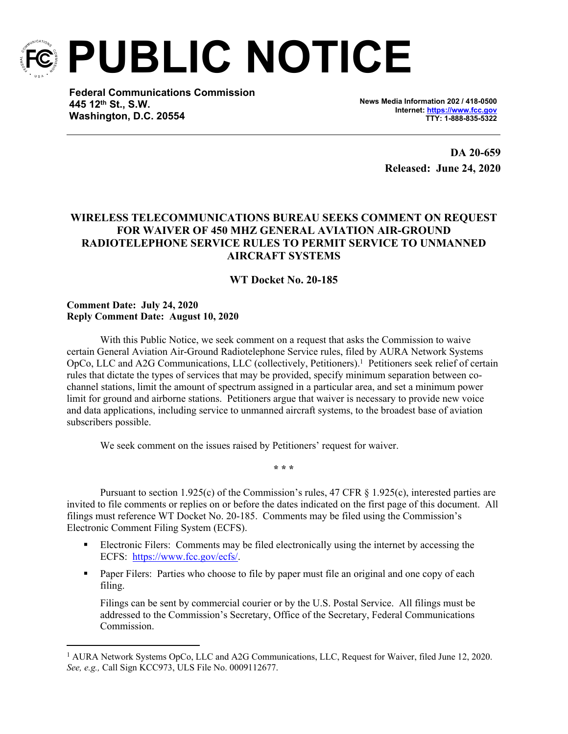# PUBLIC NOTICE

**Federal Communications Commission**
**445 12th St., S.W.**
**Washington, D.C. 20554**

**News Media Information 202 / 418-0500**
**Internet: https://www.fcc.gov**
**TTY: 1-888-835-5322**

**DA 20-659**
**Released: June 24, 2020**

## WIRELESS TELECOMMUNICATIONS BUREAU SEEKS COMMENT ON REQUEST FOR WAIVER OF 450 MHZ GENERAL AVIATION AIR-GROUND RADIOTELEPHONE SERVICE RULES TO PERMIT SERVICE TO UNMANNED AIRCRAFT SYSTEMS

### WT Docket No. 20-185

**Comment Date: July 24, 2020**
**Reply Comment Date: August 10, 2020**

With this Public Notice, we seek comment on a request that asks the Commission to waive certain General Aviation Air-Ground Radiotelephone Service rules, filed by AURA Network Systems OpCo, LLC and A2G Communications, LLC (collectively, Petitioners).[1] Petitioners seek relief of certain rules that dictate the types of services that may be provided, specify minimum separation between co-channel stations, limit the amount of spectrum assigned in a particular area, and set a minimum power limit for ground and airborne stations. Petitioners argue that waiver is necessary to provide new voice and data applications, including service to unmanned aircraft systems, to the broadest base of aviation subscribers possible.

We seek comment on the issues raised by Petitioners' request for waiver.

\* \* \*

Pursuant to section 1.925(c) of the Commission's rules, 47 CFR § 1.925(c), interested parties are invited to file comments or replies on or before the dates indicated on the first page of this document. All filings must reference WT Docket No. 20-185. Comments may be filed using the Commission's Electronic Comment Filing System (ECFS).

- Electronic Filers: Comments may be filed electronically using the internet by accessing the ECFS: https://www.fcc.gov/ecfs/.
- Paper Filers: Parties who choose to file by paper must file an original and one copy of each filing.

  Filings can be sent by commercial courier or by the U.S. Postal Service. All filings must be addressed to the Commission's Secretary, Office of the Secretary, Federal Communications Commission.

---

[1] AURA Network Systems OpCo, LLC and A2G Communications, LLC, Request for Waiver, filed June 12, 2020. *See, e.g.,* Call Sign KCC973, ULS File No. 0009112677.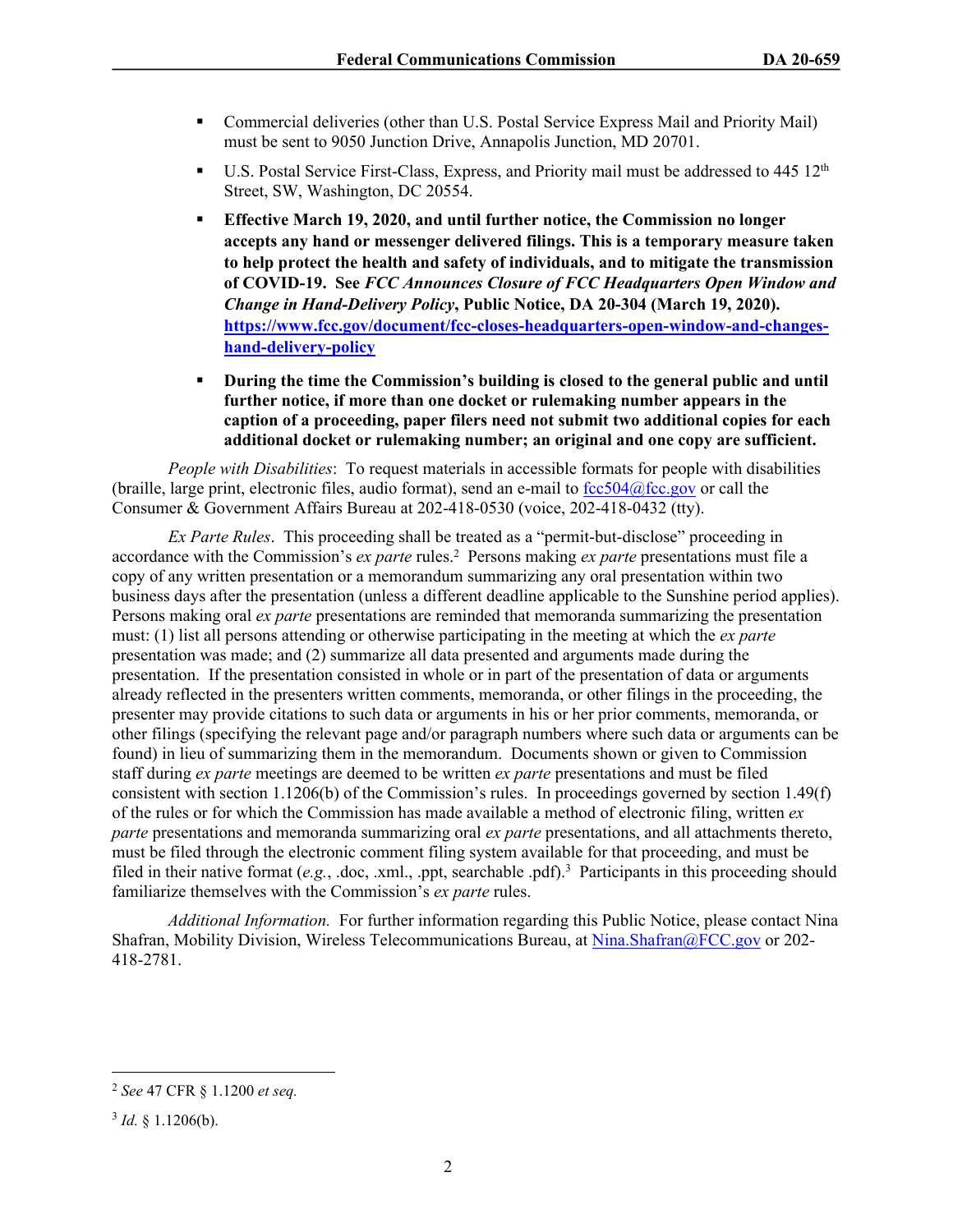- Commercial deliveries (other than U.S. Postal Service Express Mail and Priority Mail) must be sent to 9050 Junction Drive, Annapolis Junction, MD 20701.
- U.S. Postal Service First-Class, Express, and Priority mail must be addressed to 445 12th Street, SW, Washington, DC 20554.
- **Effective March 19, 2020, and until further notice, the Commission no longer accepts any hand or messenger delivered filings. This is a temporary measure taken to help protect the health and safety of individuals, and to mitigate the transmission of COVID-19. See *FCC Announces Closure of FCC Headquarters Open Window and Change in Hand-Delivery Policy*, Public Notice, DA 20-304 (March 19, 2020). https://www.fcc.gov/document/fcc-closes-headquarters-open-window-and-changes-hand-delivery-policy**
- **During the time the Commission's building is closed to the general public and until further notice, if more than one docket or rulemaking number appears in the caption of a proceeding, paper filers need not submit two additional copies for each additional docket or rulemaking number; an original and one copy are sufficient.**

*People with Disabilities*: To request materials in accessible formats for people with disabilities (braille, large print, electronic files, audio format), send an e-mail to fcc504@fcc.gov or call the Consumer & Government Affairs Bureau at 202-418-0530 (voice, 202-418-0432 (tty).

*Ex Parte Rules*. This proceeding shall be treated as a "permit-but-disclose" proceeding in accordance with the Commission's *ex parte* rules.[2] Persons making *ex parte* presentations must file a copy of any written presentation or a memorandum summarizing any oral presentation within two business days after the presentation (unless a different deadline applicable to the Sunshine period applies). Persons making oral *ex parte* presentations are reminded that memoranda summarizing the presentation must: (1) list all persons attending or otherwise participating in the meeting at which the *ex parte* presentation was made; and (2) summarize all data presented and arguments made during the presentation. If the presentation consisted in whole or in part of the presentation of data or arguments already reflected in the presenters written comments, memoranda, or other filings in the proceeding, the presenter may provide citations to such data or arguments in his or her prior comments, memoranda, or other filings (specifying the relevant page and/or paragraph numbers where such data or arguments can be found) in lieu of summarizing them in the memorandum. Documents shown or given to Commission staff during *ex parte* meetings are deemed to be written *ex parte* presentations and must be filed consistent with section 1.1206(b) of the Commission's rules. In proceedings governed by section 1.49(f) of the rules or for which the Commission has made available a method of electronic filing, written *ex parte* presentations and memoranda summarizing oral *ex parte* presentations, and all attachments thereto, must be filed through the electronic comment filing system available for that proceeding, and must be filed in their native format (*e.g.*, .doc, .xml., .ppt, searchable .pdf).[3] Participants in this proceeding should familiarize themselves with the Commission's *ex parte* rules.

*Additional Information.* For further information regarding this Public Notice, please contact Nina Shafran, Mobility Division, Wireless Telecommunications Bureau, at Nina.Shafran@FCC.gov or 202-418-2781.

---

[2] *See* 47 CFR § 1.1200 *et seq.*

[3] *Id.* § 1.1206(b).